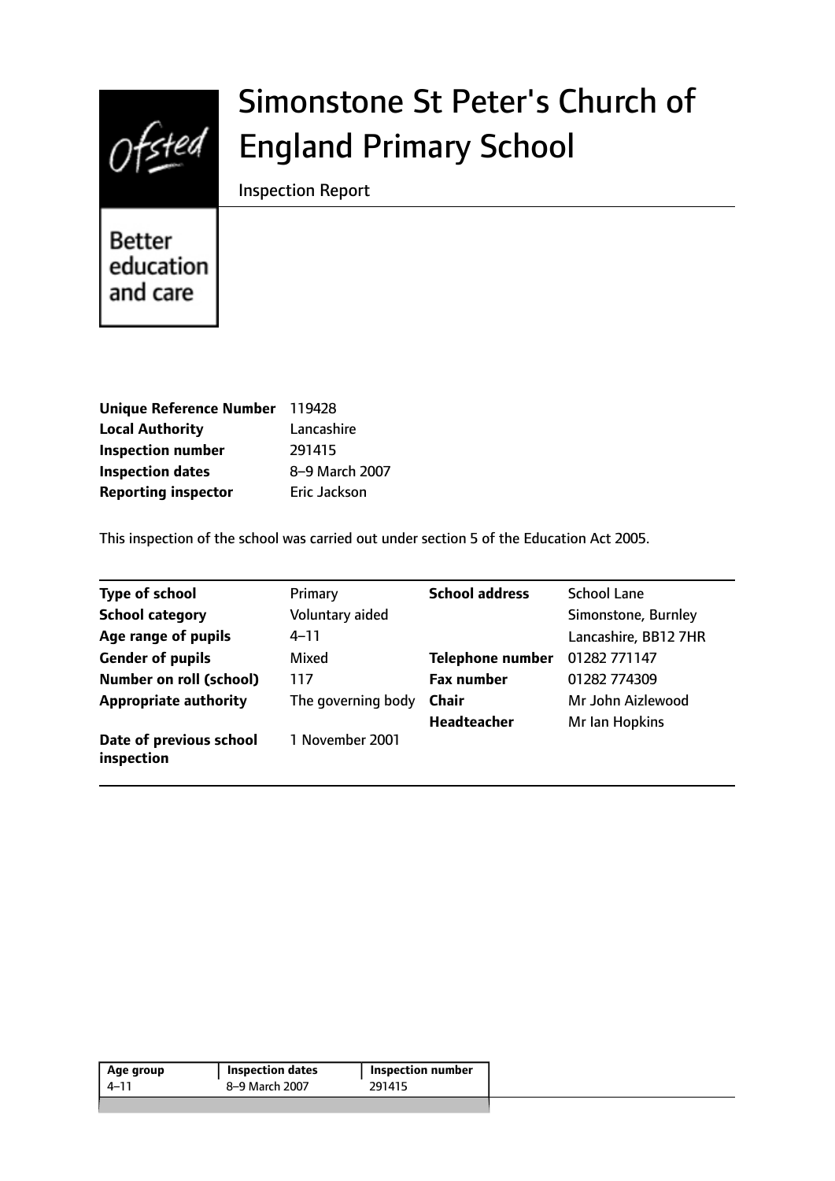# Simonstone St Peter's Church of England Primary School

Inspection Report

Better education and care

| | |
|---|---|
| **Unique Reference Number** | 119428 |
| **Local Authority** | Lancashire |
| **Inspection number** | 291415 |
| **Inspection dates** | 8–9 March 2007 |
| **Reporting inspector** | Eric Jackson |

This inspection of the school was carried out under section 5 of the Education Act 2005.

| | | | |
|---|---|---|---|
| **Type of school** | Primary | **School address** | School Lane |
| **School category** | Voluntary aided | | Simonstone, Burnley |
| **Age range of pupils** | 4–11 | | Lancashire, BB12 7HR |
| **Gender of pupils** | Mixed | **Telephone number** | 01282 771147 |
| **Number on roll (school)** | 117 | **Fax number** | 01282 774309 |
| **Appropriate authority** | The governing body | **Chair** | Mr John Aizlewood |
| | | **Headteacher** | Mr Ian Hopkins |
| **Date of previous school inspection** | 1 November 2001 | | |

| Age group | Inspection dates | Inspection number |
|---|---|---|
| 4–11 | 8–9 March 2007 | 291415 |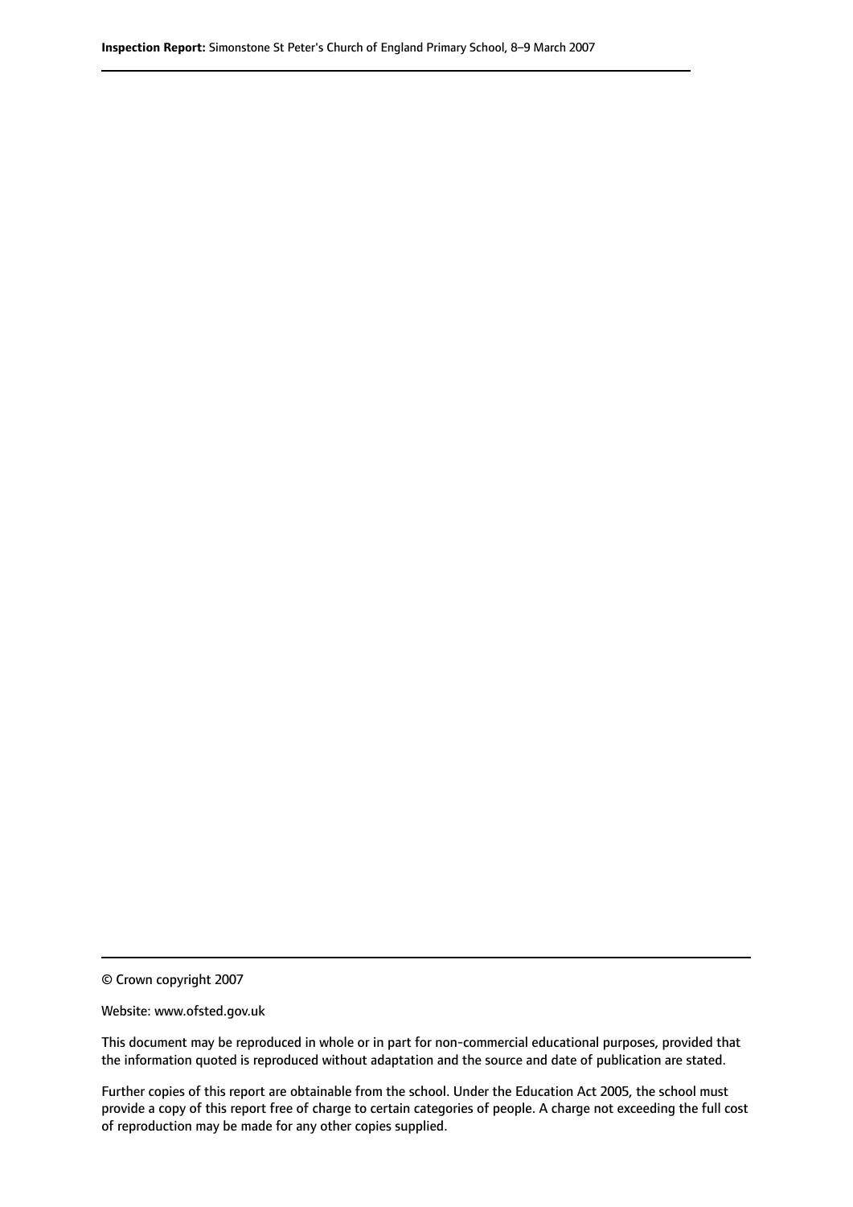© Crown copyright 2007

Website: www.ofsted.gov.uk

This document may be reproduced in whole or in part for non-commercial educational purposes, provided that the information quoted is reproduced without adaptation and the source and date of publication are stated.

Further copies of this report are obtainable from the school. Under the Education Act 2005, the school must provide a copy of this report free of charge to certain categories of people. A charge not exceeding the full cost of reproduction may be made for any other copies supplied.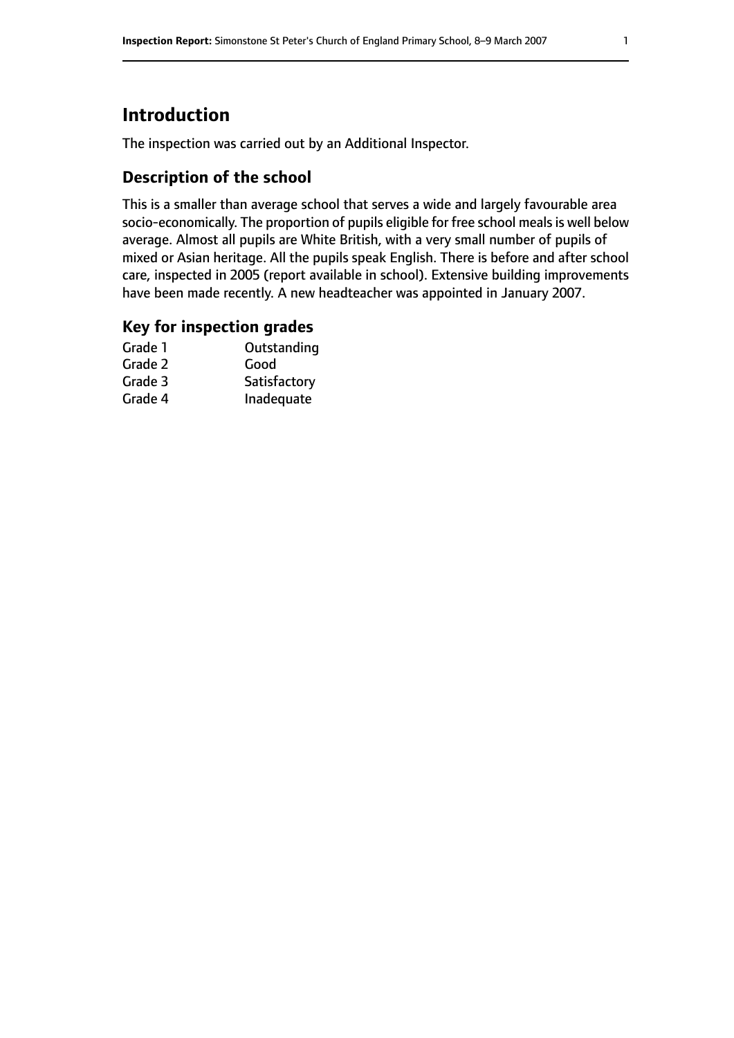# Introduction

The inspection was carried out by an Additional Inspector.

## Description of the school

This is a smaller than average school that serves a wide and largely favourable area socio-economically. The proportion of pupils eligible for free school meals is well below average. Almost all pupils are White British, with a very small number of pupils of mixed or Asian heritage. All the pupils speak English. There is before and after school care, inspected in 2005 (report available in school). Extensive building improvements have been made recently. A new headteacher was appointed in January 2007.

## Key for inspection grades

| | |
|---|---|
| Grade 1 | Outstanding |
| Grade 2 | Good |
| Grade 3 | Satisfactory |
| Grade 4 | Inadequate |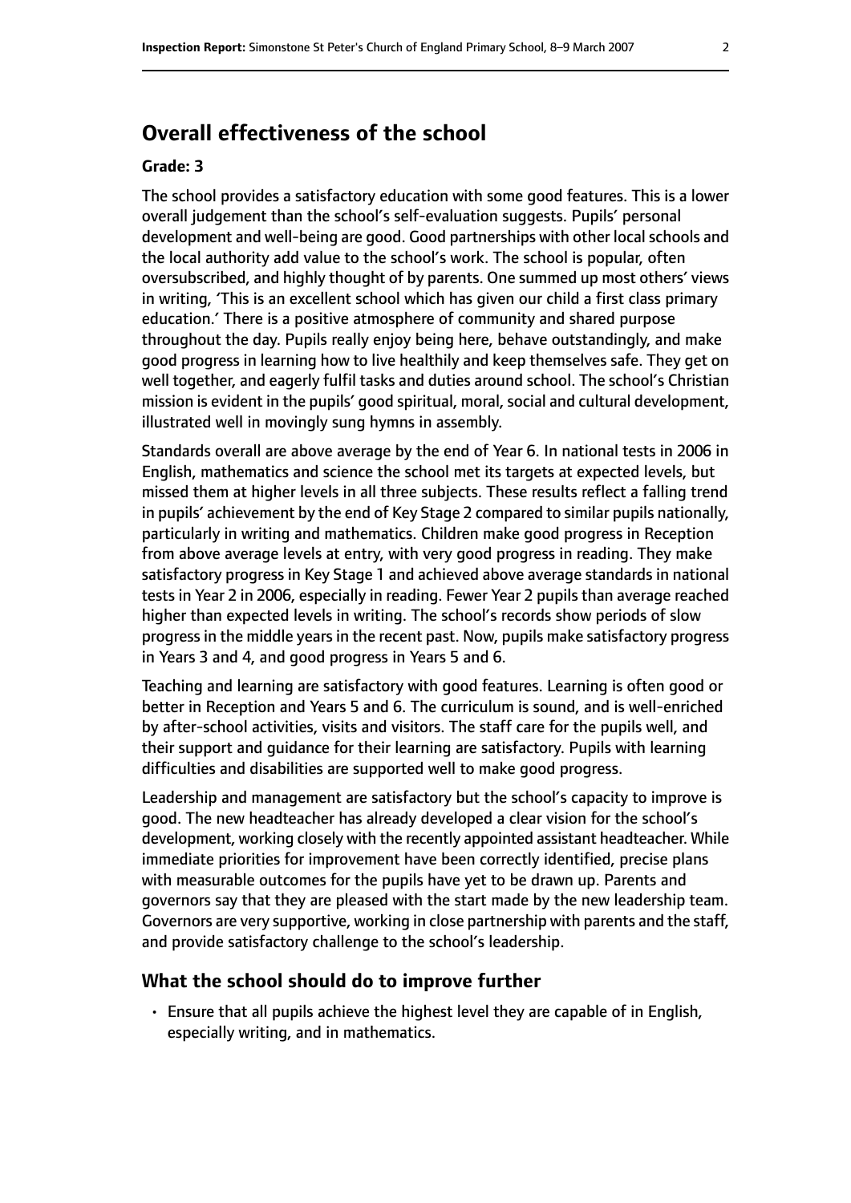## Overall effectiveness of the school

### Grade: 3

The school provides a satisfactory education with some good features. This is a lower overall judgement than the school's self-evaluation suggests. Pupils' personal development and well-being are good. Good partnerships with other local schools and the local authority add value to the school's work. The school is popular, often oversubscribed, and highly thought of by parents. One summed up most others' views in writing, 'This is an excellent school which has given our child a first class primary education.' There is a positive atmosphere of community and shared purpose throughout the day. Pupils really enjoy being here, behave outstandingly, and make good progress in learning how to live healthily and keep themselves safe. They get on well together, and eagerly fulfil tasks and duties around school. The school's Christian mission is evident in the pupils' good spiritual, moral, social and cultural development, illustrated well in movingly sung hymns in assembly.

Standards overall are above average by the end of Year 6. In national tests in 2006 in English, mathematics and science the school met its targets at expected levels, but missed them at higher levels in all three subjects. These results reflect a falling trend in pupils' achievement by the end of Key Stage 2 compared to similar pupils nationally, particularly in writing and mathematics. Children make good progress in Reception from above average levels at entry, with very good progress in reading. They make satisfactory progress in Key Stage 1 and achieved above average standards in national tests in Year 2 in 2006, especially in reading. Fewer Year 2 pupils than average reached higher than expected levels in writing. The school's records show periods of slow progress in the middle years in the recent past. Now, pupils make satisfactory progress in Years 3 and 4, and good progress in Years 5 and 6.

Teaching and learning are satisfactory with good features. Learning is often good or better in Reception and Years 5 and 6. The curriculum is sound, and is well-enriched by after-school activities, visits and visitors. The staff care for the pupils well, and their support and guidance for their learning are satisfactory. Pupils with learning difficulties and disabilities are supported well to make good progress.

Leadership and management are satisfactory but the school's capacity to improve is good. The new headteacher has already developed a clear vision for the school's development, working closely with the recently appointed assistant headteacher. While immediate priorities for improvement have been correctly identified, precise plans with measurable outcomes for the pupils have yet to be drawn up. Parents and governors say that they are pleased with the start made by the new leadership team. Governors are very supportive, working in close partnership with parents and the staff, and provide satisfactory challenge to the school's leadership.

## What the school should do to improve further

- Ensure that all pupils achieve the highest level they are capable of in English, especially writing, and in mathematics.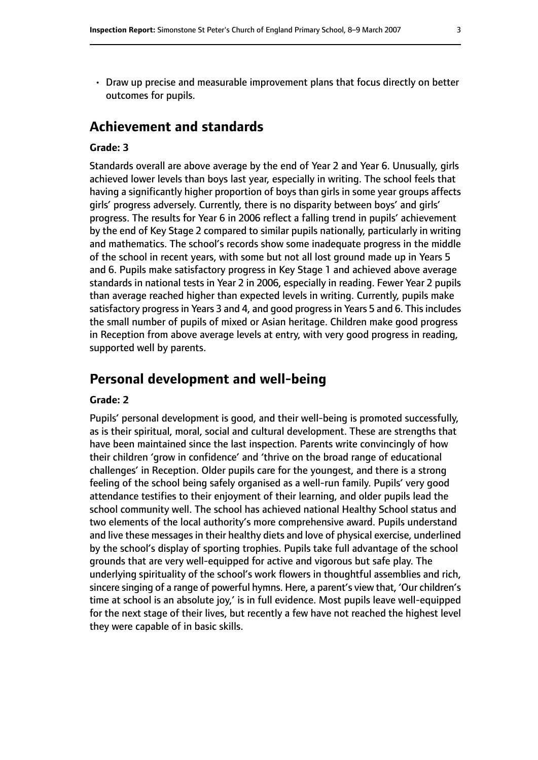- Draw up precise and measurable improvement plans that focus directly on better outcomes for pupils.

## Achievement and standards

**Grade: 3**

Standards overall are above average by the end of Year 2 and Year 6. Unusually, girls achieved lower levels than boys last year, especially in writing. The school feels that having a significantly higher proportion of boys than girls in some year groups affects girls' progress adversely. Currently, there is no disparity between boys' and girls' progress. The results for Year 6 in 2006 reflect a falling trend in pupils' achievement by the end of Key Stage 2 compared to similar pupils nationally, particularly in writing and mathematics. The school's records show some inadequate progress in the middle of the school in recent years, with some but not all lost ground made up in Years 5 and 6. Pupils make satisfactory progress in Key Stage 1 and achieved above average standards in national tests in Year 2 in 2006, especially in reading. Fewer Year 2 pupils than average reached higher than expected levels in writing. Currently, pupils make satisfactory progress in Years 3 and 4, and good progress in Years 5 and 6. This includes the small number of pupils of mixed or Asian heritage. Children make good progress in Reception from above average levels at entry, with very good progress in reading, supported well by parents.

## Personal development and well-being

**Grade: 2**

Pupils' personal development is good, and their well-being is promoted successfully, as is their spiritual, moral, social and cultural development. These are strengths that have been maintained since the last inspection. Parents write convincingly of how their children 'grow in confidence' and 'thrive on the broad range of educational challenges' in Reception. Older pupils care for the youngest, and there is a strong feeling of the school being safely organised as a well-run family. Pupils' very good attendance testifies to their enjoyment of their learning, and older pupils lead the school community well. The school has achieved national Healthy School status and two elements of the local authority's more comprehensive award. Pupils understand and live these messages in their healthy diets and love of physical exercise, underlined by the school's display of sporting trophies. Pupils take full advantage of the school grounds that are very well-equipped for active and vigorous but safe play. The underlying spirituality of the school's work flowers in thoughtful assemblies and rich, sincere singing of a range of powerful hymns. Here, a parent's view that, 'Our children's time at school is an absolute joy,' is in full evidence. Most pupils leave well-equipped for the next stage of their lives, but recently a few have not reached the highest level they were capable of in basic skills.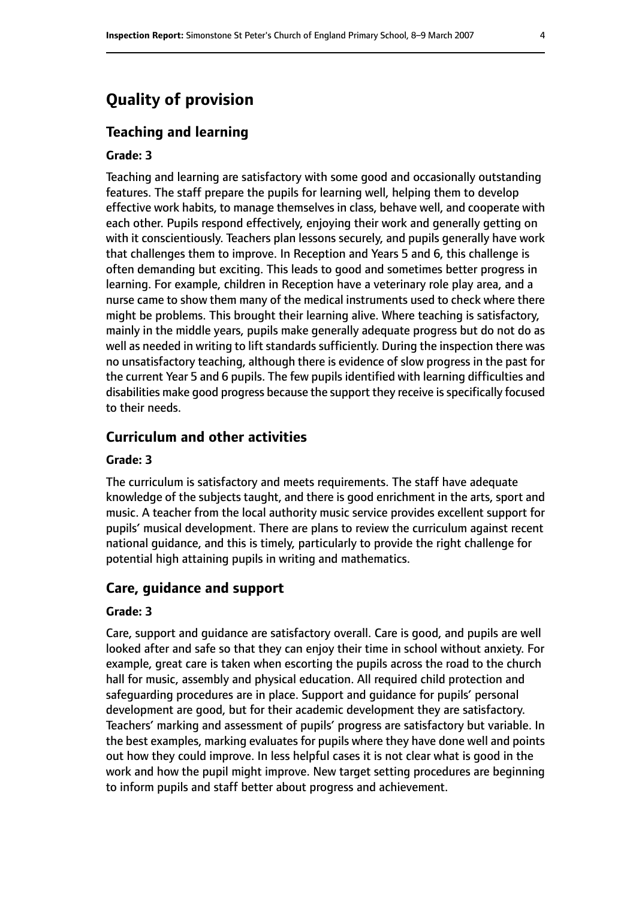# Quality of provision

## Teaching and learning

### Grade: 3

Teaching and learning are satisfactory with some good and occasionally outstanding features. The staff prepare the pupils for learning well, helping them to develop effective work habits, to manage themselves in class, behave well, and cooperate with each other. Pupils respond effectively, enjoying their work and generally getting on with it conscientiously. Teachers plan lessons securely, and pupils generally have work that challenges them to improve. In Reception and Years 5 and 6, this challenge is often demanding but exciting. This leads to good and sometimes better progress in learning. For example, children in Reception have a veterinary role play area, and a nurse came to show them many of the medical instruments used to check where there might be problems. This brought their learning alive. Where teaching is satisfactory, mainly in the middle years, pupils make generally adequate progress but do not do as well as needed in writing to lift standards sufficiently. During the inspection there was no unsatisfactory teaching, although there is evidence of slow progress in the past for the current Year 5 and 6 pupils. The few pupils identified with learning difficulties and disabilities make good progress because the support they receive is specifically focused to their needs.

## Curriculum and other activities

### Grade: 3

The curriculum is satisfactory and meets requirements. The staff have adequate knowledge of the subjects taught, and there is good enrichment in the arts, sport and music. A teacher from the local authority music service provides excellent support for pupils' musical development. There are plans to review the curriculum against recent national guidance, and this is timely, particularly to provide the right challenge for potential high attaining pupils in writing and mathematics.

## Care, guidance and support

### Grade: 3

Care, support and guidance are satisfactory overall. Care is good, and pupils are well looked after and safe so that they can enjoy their time in school without anxiety. For example, great care is taken when escorting the pupils across the road to the church hall for music, assembly and physical education. All required child protection and safeguarding procedures are in place. Support and guidance for pupils' personal development are good, but for their academic development they are satisfactory. Teachers' marking and assessment of pupils' progress are satisfactory but variable. In the best examples, marking evaluates for pupils where they have done well and points out how they could improve. In less helpful cases it is not clear what is good in the work and how the pupil might improve. New target setting procedures are beginning to inform pupils and staff better about progress and achievement.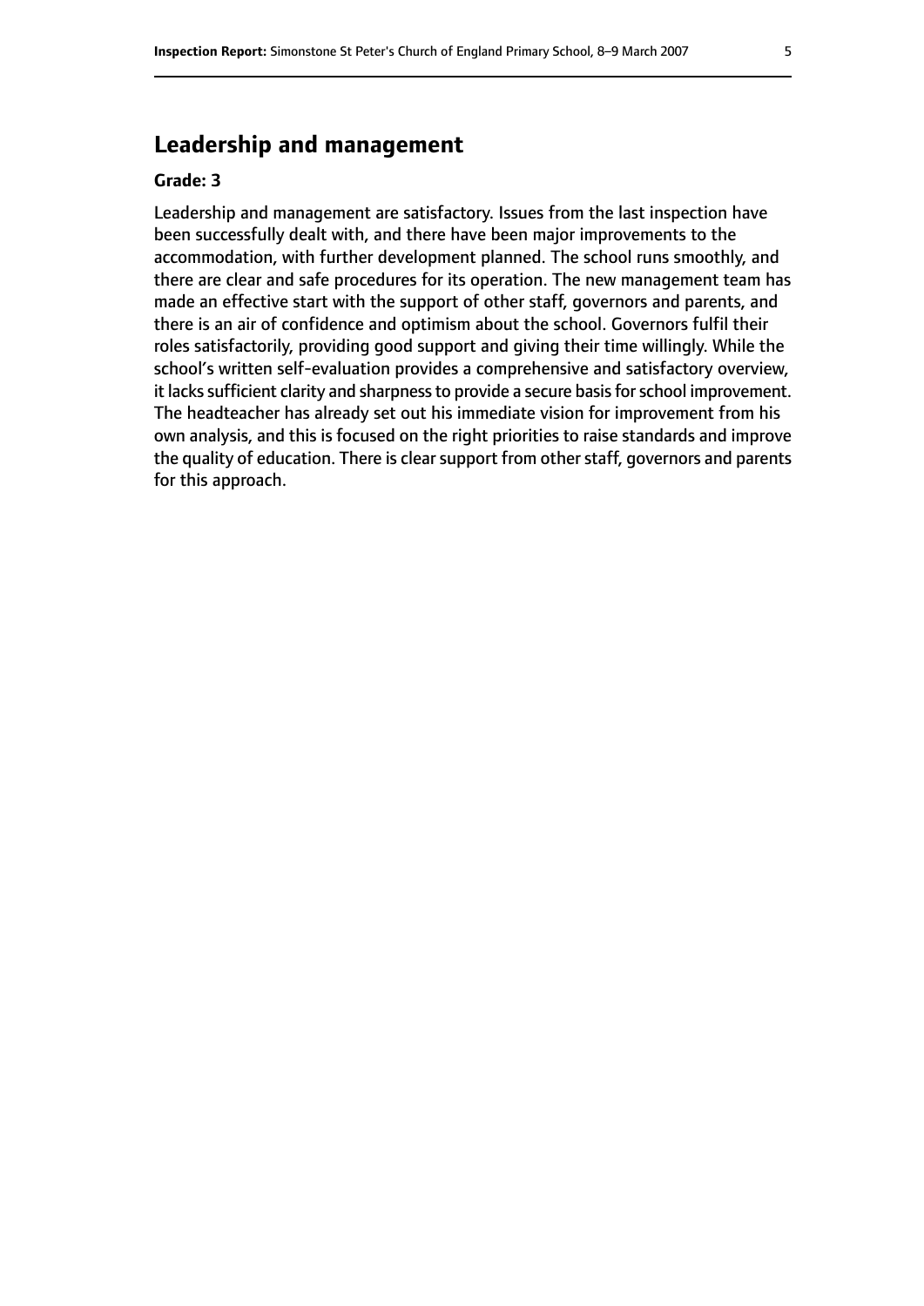## Leadership and management

**Grade: 3**

Leadership and management are satisfactory. Issues from the last inspection have been successfully dealt with, and there have been major improvements to the accommodation, with further development planned. The school runs smoothly, and there are clear and safe procedures for its operation. The new management team has made an effective start with the support of other staff, governors and parents, and there is an air of confidence and optimism about the school. Governors fulfil their roles satisfactorily, providing good support and giving their time willingly. While the school's written self-evaluation provides a comprehensive and satisfactory overview, it lacks sufficient clarity and sharpness to provide a secure basis for school improvement. The headteacher has already set out his immediate vision for improvement from his own analysis, and this is focused on the right priorities to raise standards and improve the quality of education. There is clear support from other staff, governors and parents for this approach.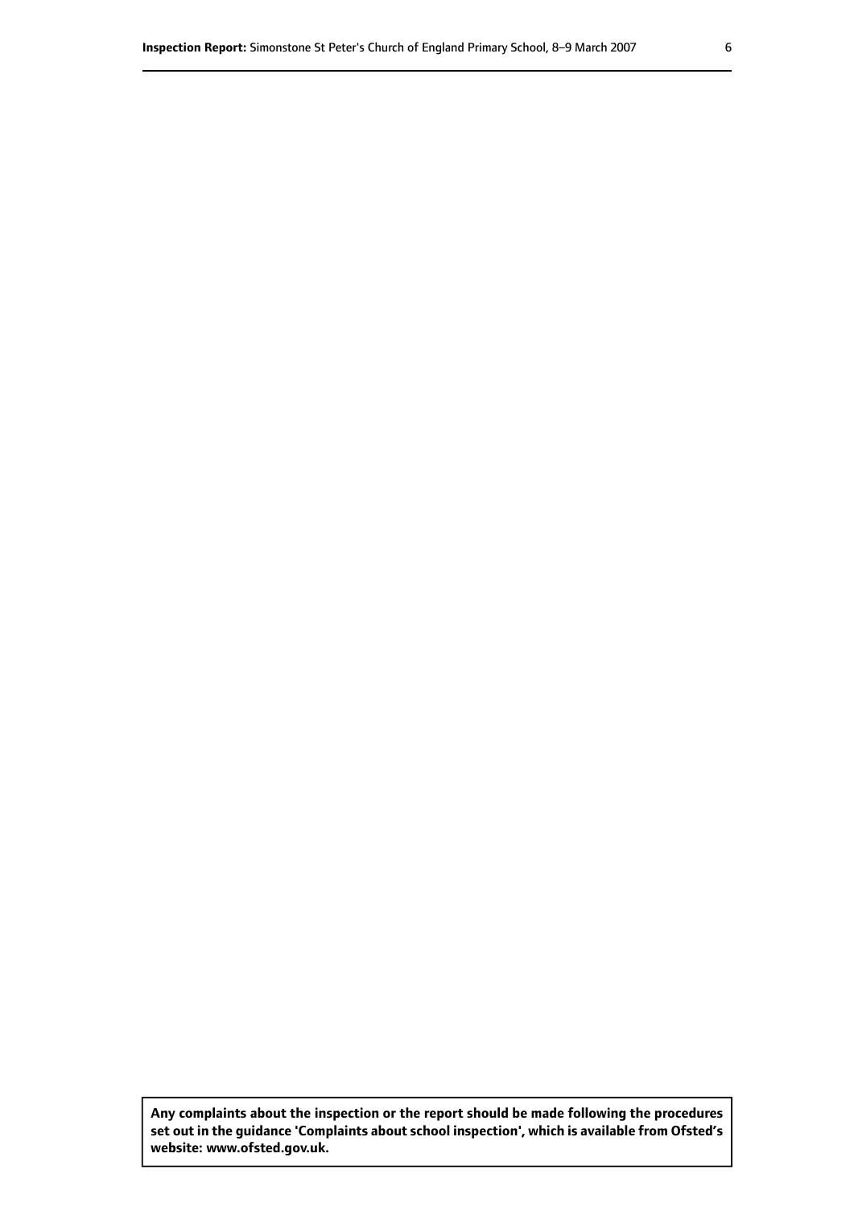**Any complaints about the inspection or the report should be made following the procedures set out in the guidance 'Complaints about school inspection', which is available from Ofsted's website: www.ofsted.gov.uk.**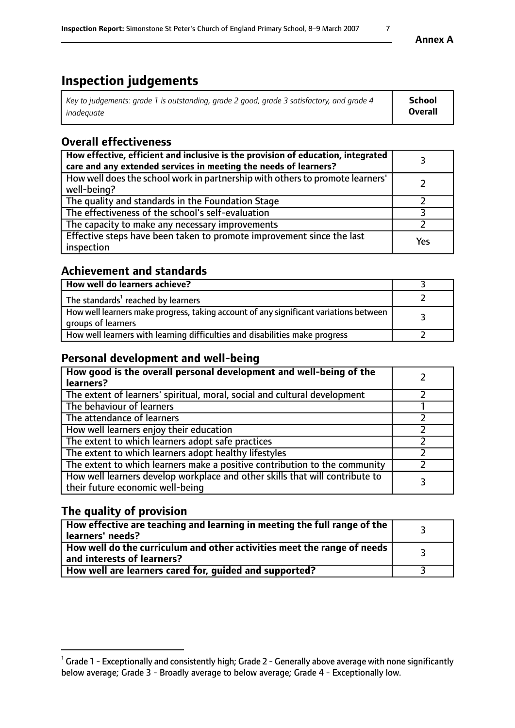**Annex A**

# Inspection judgements

| *Key to judgements: grade 1 is outstanding, grade 2 good, grade 3 satisfactory, and grade 4 inadequate* | **School Overall** |
|---|---|

## Overall effectiveness

| | |
|---|---|
| **How effective, efficient and inclusive is the provision of education, integrated care and any extended services in meeting the needs of learners?** | 3 |
| How well does the school work in partnership with others to promote learners' well-being? | 2 |
| The quality and standards in the Foundation Stage | 2 |
| The effectiveness of the school's self-evaluation | 3 |
| The capacity to make any necessary improvements | 2 |
| Effective steps have been taken to promote improvement since the last inspection | Yes |

## Achievement and standards

| | |
|---|---|
| **How well do learners achieve?** | 3 |
| The standards[1] reached by learners | 2 |
| How well learners make progress, taking account of any significant variations between groups of learners | 3 |
| How well learners with learning difficulties and disabilities make progress | 2 |

## Personal development and well-being

| | |
|---|---|
| **How good is the overall personal development and well-being of the learners?** | 2 |
| The extent of learners' spiritual, moral, social and cultural development | 2 |
| The behaviour of learners | 1 |
| The attendance of learners | 2 |
| How well learners enjoy their education | 2 |
| The extent to which learners adopt safe practices | 2 |
| The extent to which learners adopt healthy lifestyles | 2 |
| The extent to which learners make a positive contribution to the community | 2 |
| How well learners develop workplace and other skills that will contribute to their future economic well-being | 3 |

## The quality of provision

| | |
|---|---|
| **How effective are teaching and learning in meeting the full range of the learners' needs?** | 3 |
| **How well do the curriculum and other activities meet the range of needs and interests of learners?** | 3 |
| **How well are learners cared for, guided and supported?** | 3 |

[1] Grade 1 - Exceptionally and consistently high; Grade 2 - Generally above average with none significantly below average; Grade 3 - Broadly average to below average; Grade 4 - Exceptionally low.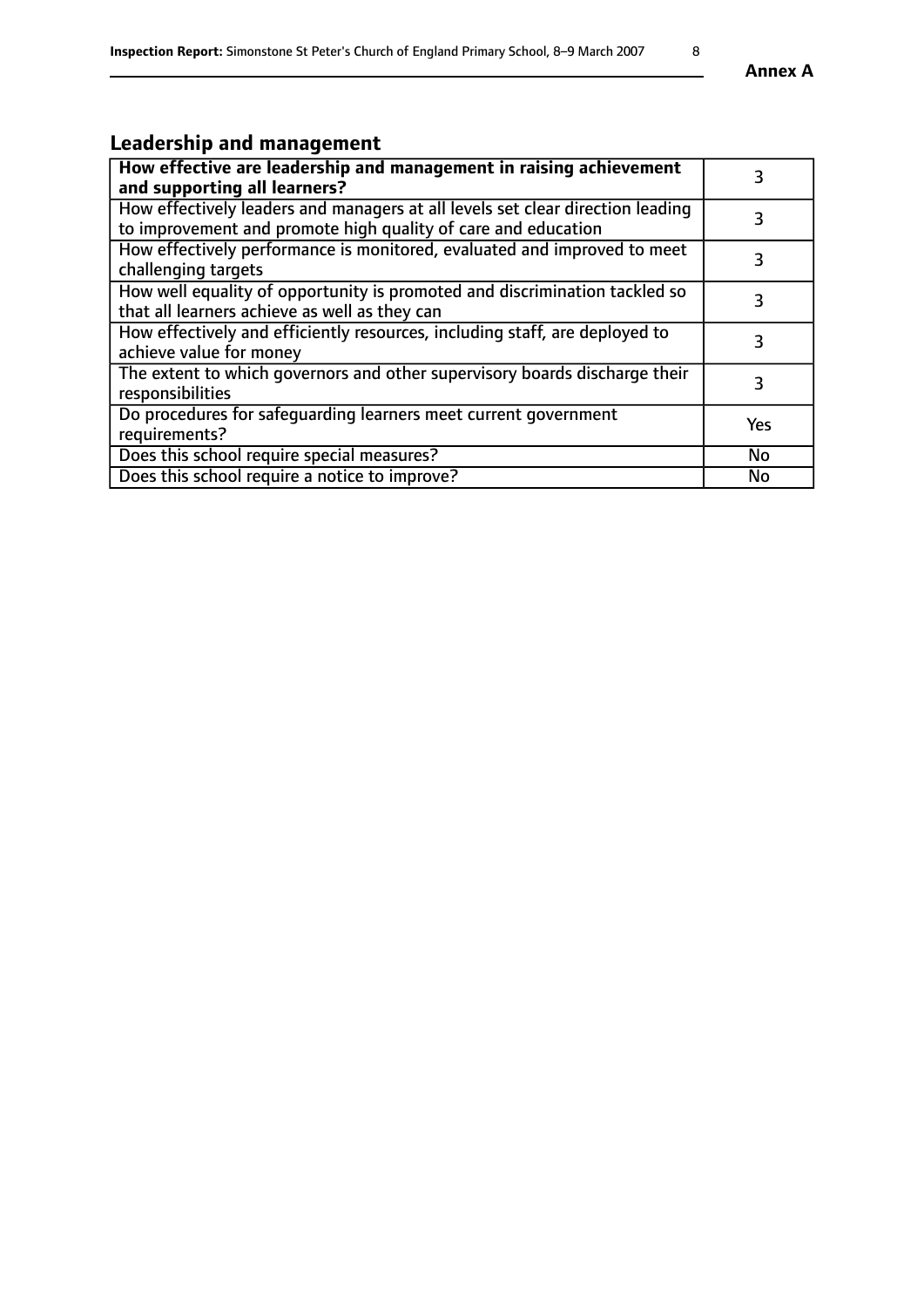## Leadership and management

| How effective are leadership and management in raising achievement and supporting all learners? | 3 |
|---|---|
| How effectively leaders and managers at all levels set clear direction leading to improvement and promote high quality of care and education | 3 |
| How effectively performance is monitored, evaluated and improved to meet challenging targets | 3 |
| How well equality of opportunity is promoted and discrimination tackled so that all learners achieve as well as they can | 3 |
| How effectively and efficiently resources, including staff, are deployed to achieve value for money | 3 |
| The extent to which governors and other supervisory boards discharge their responsibilities | 3 |
| Do procedures for safeguarding learners meet current government requirements? | Yes |
| Does this school require special measures? | No |
| Does this school require a notice to improve? | No |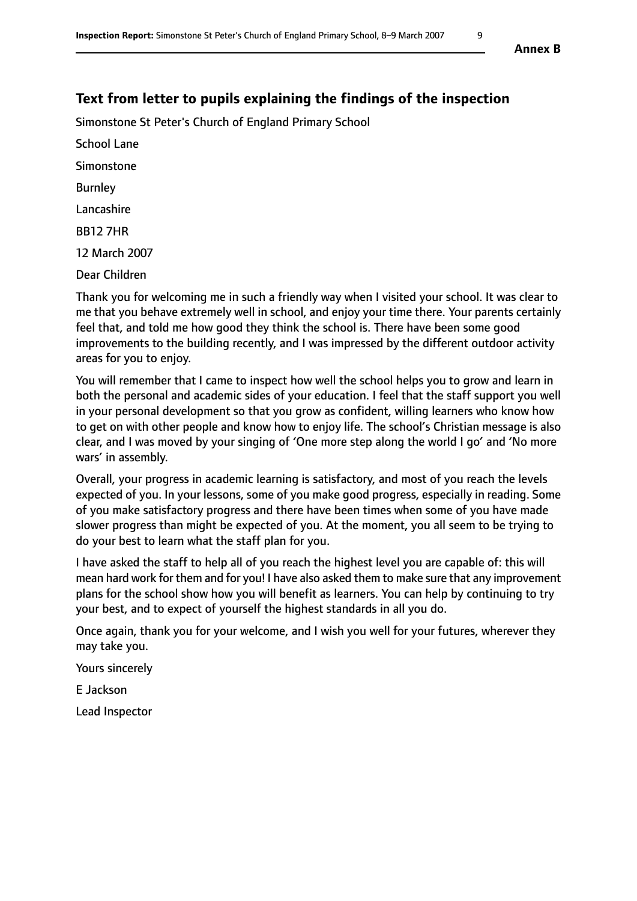## Text from letter to pupils explaining the findings of the inspection

Simonstone St Peter's Church of England Primary School

School Lane

Simonstone

Burnley

Lancashire

BB12 7HR

12 March 2007

Dear Children

Thank you for welcoming me in such a friendly way when I visited your school. It was clear to me that you behave extremely well in school, and enjoy your time there. Your parents certainly feel that, and told me how good they think the school is. There have been some good improvements to the building recently, and I was impressed by the different outdoor activity areas for you to enjoy.

You will remember that I came to inspect how well the school helps you to grow and learn in both the personal and academic sides of your education. I feel that the staff support you well in your personal development so that you grow as confident, willing learners who know how to get on with other people and know how to enjoy life. The school's Christian message is also clear, and I was moved by your singing of 'One more step along the world I go' and 'No more wars' in assembly.

Overall, your progress in academic learning is satisfactory, and most of you reach the levels expected of you. In your lessons, some of you make good progress, especially in reading. Some of you make satisfactory progress and there have been times when some of you have made slower progress than might be expected of you. At the moment, you all seem to be trying to do your best to learn what the staff plan for you.

I have asked the staff to help all of you reach the highest level you are capable of: this will mean hard work for them and for you! I have also asked them to make sure that any improvement plans for the school show how you will benefit as learners. You can help by continuing to try your best, and to expect of yourself the highest standards in all you do.

Once again, thank you for your welcome, and I wish you well for your futures, wherever they may take you.

Yours sincerely

E Jackson

Lead Inspector